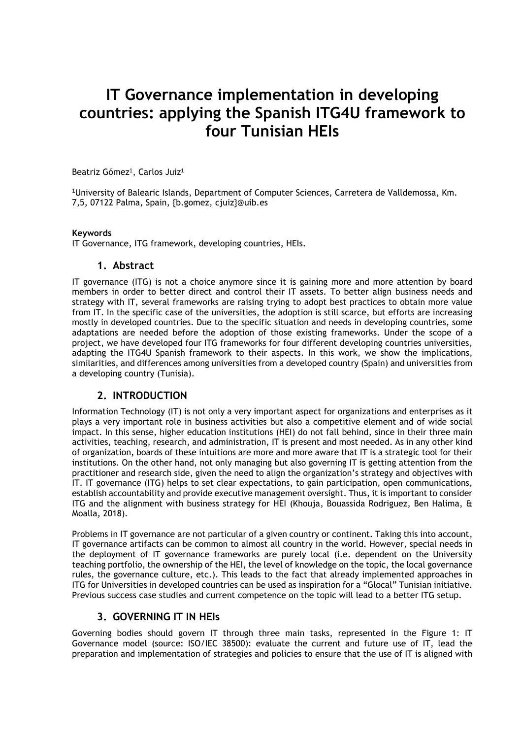# IT Governance implementation in developing countries: applying the Spanish ITG4U framework to four Tunisian HEIs

Beatriz Gómez[1], Carlos Juiz[1]

[1]University of Balearic Islands, Department of Computer Sciences, Carretera de Valldemossa, Km. 7,5, 07122 Palma, Spain, {b.gomez, cjuiz}@uib.es

**Keywords**

IT Governance, ITG framework, developing countries, HEIs.

## 1. Abstract

IT governance (ITG) is not a choice anymore since it is gaining more and more attention by board members in order to better direct and control their IT assets. To better align business needs and strategy with IT, several frameworks are raising trying to adopt best practices to obtain more value from IT. In the specific case of the universities, the adoption is still scarce, but efforts are increasing mostly in developed countries. Due to the specific situation and needs in developing countries, some adaptations are needed before the adoption of those existing frameworks. Under the scope of a project, we have developed four ITG frameworks for four different developing countries universities, adapting the ITG4U Spanish framework to their aspects. In this work, we show the implications, similarities, and differences among universities from a developed country (Spain) and universities from a developing country (Tunisia).

## 2. INTRODUCTION

Information Technology (IT) is not only a very important aspect for organizations and enterprises as it plays a very important role in business activities but also a competitive element and of wide social impact. In this sense, higher education institutions (HEI) do not fall behind, since in their three main activities, teaching, research, and administration, IT is present and most needed. As in any other kind of organization, boards of these intuitions are more and more aware that IT is a strategic tool for their institutions. On the other hand, not only managing but also governing IT is getting attention from the practitioner and research side, given the need to align the organization's strategy and objectives with IT. IT governance (ITG) helps to set clear expectations, to gain participation, open communications, establish accountability and provide executive management oversight. Thus, it is important to consider ITG and the alignment with business strategy for HEI (Khouja, Bouassida Rodriguez, Ben Halima, & Moalla, 2018).

Problems in IT governance are not particular of a given country or continent. Taking this into account, IT governance artifacts can be common to almost all country in the world. However, special needs in the deployment of IT governance frameworks are purely local (i.e. dependent on the University teaching portfolio, the ownership of the HEI, the level of knowledge on the topic, the local governance rules, the governance culture, etc.). This leads to the fact that already implemented approaches in ITG for Universities in developed countries can be used as inspiration for a "Glocal" Tunisian initiative. Previous success case studies and current competence on the topic will lead to a better ITG setup.

## 3. GOVERNING IT IN HEIs

Governing bodies should govern IT through three main tasks, represented in the Figure 1: IT Governance model (source: ISO/IEC 38500): evaluate the current and future use of IT, lead the preparation and implementation of strategies and policies to ensure that the use of IT is aligned with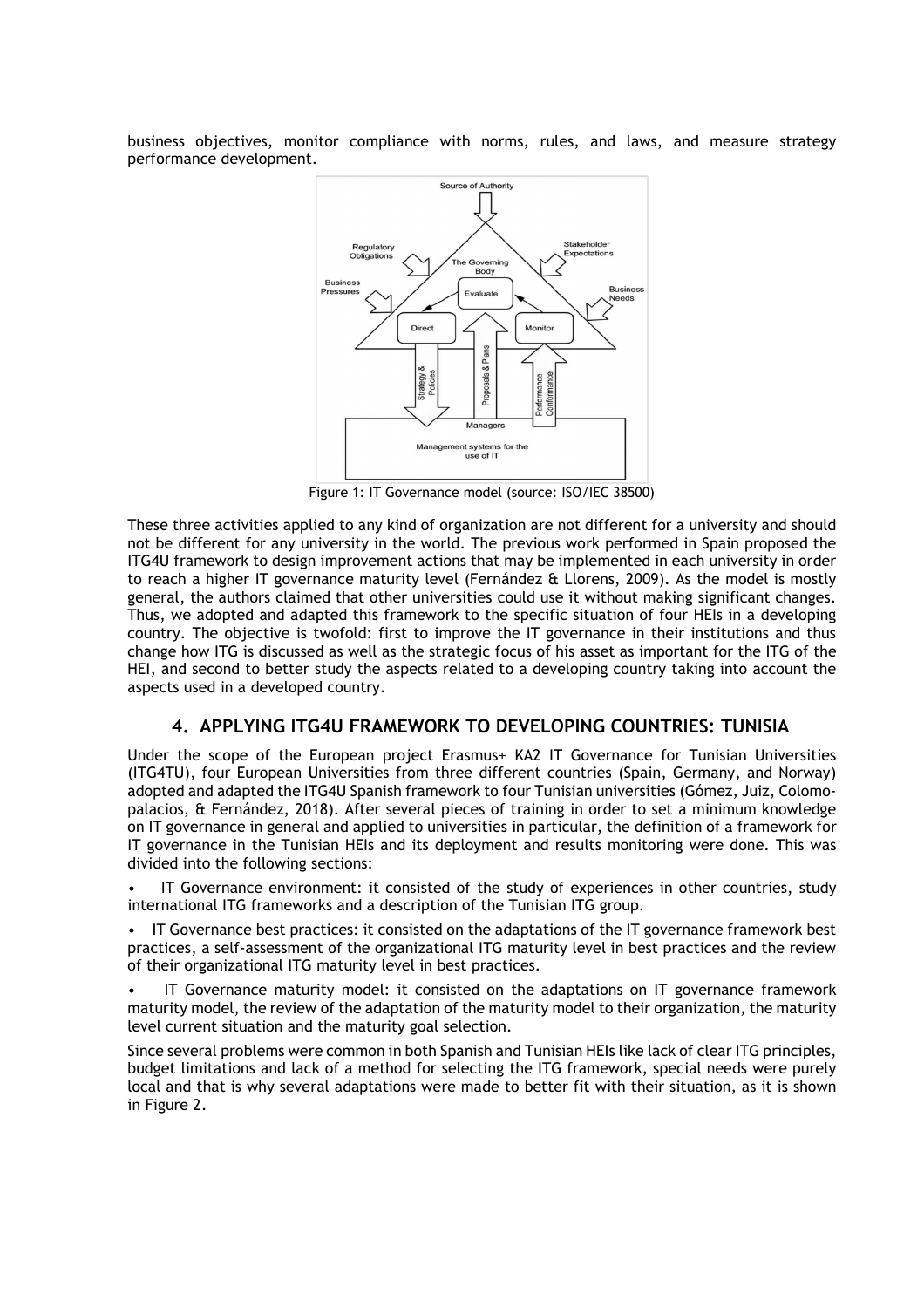business objectives, monitor compliance with norms, rules, and laws, and measure strategy performance development.

Figure 1: IT Governance model (source: ISO/IEC 38500)

These three activities applied to any kind of organization are not different for a university and should not be different for any university in the world. The previous work performed in Spain proposed the ITG4U framework to design improvement actions that may be implemented in each university in order to reach a higher IT governance maturity level (Fernández & Llorens, 2009). As the model is mostly general, the authors claimed that other universities could use it without making significant changes. Thus, we adopted and adapted this framework to the specific situation of four HEIs in a developing country. The objective is twofold: first to improve the IT governance in their institutions and thus change how ITG is discussed as well as the strategic focus of his asset as important for the ITG of the HEI, and second to better study the aspects related to a developing country taking into account the aspects used in a developed country.

## 4. APPLYING ITG4U FRAMEWORK TO DEVELOPING COUNTRIES: TUNISIA

Under the scope of the European project Erasmus+ KA2 IT Governance for Tunisian Universities (ITG4TU), four European Universities from three different countries (Spain, Germany, and Norway) adopted and adapted the ITG4U Spanish framework to four Tunisian universities (Gómez, Juiz, Colomo-palacios, & Fernández, 2018). After several pieces of training in order to set a minimum knowledge on IT governance in general and applied to universities in particular, the definition of a framework for IT governance in the Tunisian HEIs and its deployment and results monitoring were done. This was divided into the following sections:

- IT Governance environment: it consisted of the study of experiences in other countries, study international ITG frameworks and a description of the Tunisian ITG group.
- IT Governance best practices: it consisted on the adaptations of the IT governance framework best practices, a self-assessment of the organizational ITG maturity level in best practices and the review of their organizational ITG maturity level in best practices.
- IT Governance maturity model: it consisted on the adaptations on IT governance framework maturity model, the review of the adaptation of the maturity model to their organization, the maturity level current situation and the maturity goal selection.

Since several problems were common in both Spanish and Tunisian HEIs like lack of clear ITG principles, budget limitations and lack of a method for selecting the ITG framework, special needs were purely local and that is why several adaptations were made to better fit with their situation, as it is shown in Figure 2.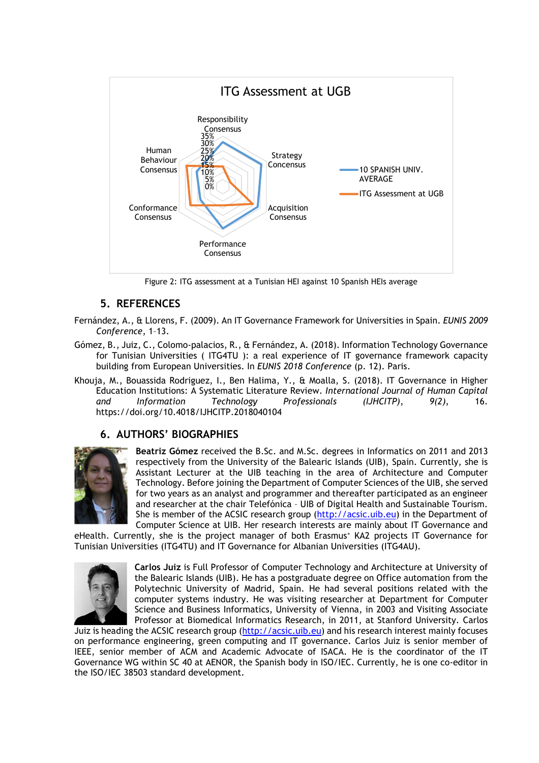ITG Assessment at UGB

Responsibility Consensus
35%
30%
25%
20%
15%
10%
5%
0%
Strategy Concensus
Acquisition Consensus
Performance Consensus
Conformance Consensus
Human Behaviour Consensus

10 SPANISH UNIV. AVERAGE
ITG Assessment at UGB

Figure 2: ITG assessment at a Tunisian HEI against 10 Spanish HEIs average

## 5. REFERENCES

Fernández, A., & Llorens, F. (2009). An IT Governance Framework for Universities in Spain. *EUNIS 2009 Conference*, 1–13.

Gómez, B., Juiz, C., Colomo-palacios, R., & Fernández, A. (2018). Information Technology Governance for Tunisian Universities ( ITG4TU ): a real experience of IT governance framework capacity building from European Universities. In *EUNIS 2018 Conference* (p. 12). Paris.

Khouja, M., Bouassida Rodriguez, I., Ben Halima, Y., & Moalla, S. (2018). IT Governance in Higher Education Institutions: A Systematic Literature Review. *International Journal of Human Capital and Information Technology Professionals (IJHCITP)*, *9(2)*, 16. https://doi.org/10.4018/IJHCITP.2018040104

## 6. AUTHORS' BIOGRAPHIES

**Beatriz Gómez** received the B.Sc. and M.Sc. degrees in Informatics on 2011 and 2013 respectively from the University of the Balearic Islands (UIB), Spain. Currently, she is Assistant Lecturer at the UIB teaching in the area of Architecture and Computer Technology. Before joining the Department of Computer Sciences of the UIB, she served for two years as an analyst and programmer and thereafter participated as an engineer and researcher at the chair Telefónica - UIB of Digital Health and Sustainable Tourism. She is member of the ACSIC research group (http://acsic.uib.eu) in the Department of Computer Science at UIB. Her research interests are mainly about IT Governance and eHealth. Currently, she is the project manager of both Erasmus+ KA2 projects IT Governance for Tunisian Universities (ITG4TU) and IT Governance for Albanian Universities (ITG4AU).

**Carlos Juiz** is Full Professor of Computer Technology and Architecture at University of the Balearic Islands (UIB). He has a postgraduate degree on Office automation from the Polytechnic University of Madrid, Spain. He had several positions related with the computer systems industry. He was visiting researcher at Department for Computer Science and Business Informatics, University of Vienna, in 2003 and Visiting Associate Professor at Biomedical Informatics Research, in 2011, at Stanford University. Carlos Juiz is heading the ACSIC research group (http://acsic.uib.eu) and his research interest mainly focuses on performance engineering, green computing and IT governance. Carlos Juiz is senior member of IEEE, senior member of ACM and Academic Advocate of ISACA. He is the coordinator of the IT Governance WG within SC 40 at AENOR, the Spanish body in ISO/IEC. Currently, he is one co-editor in the ISO/IEC 38503 standard development.